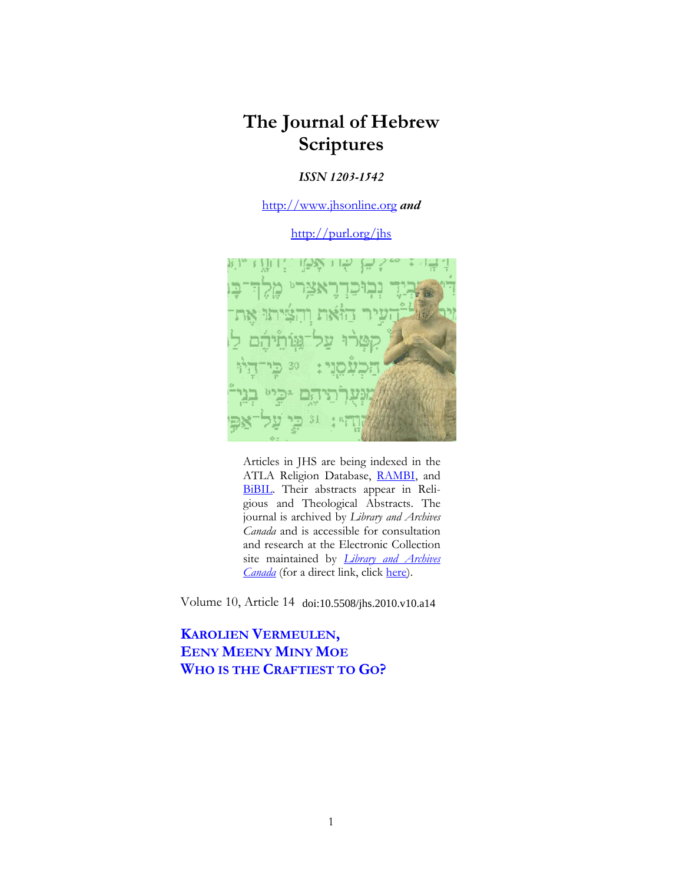# The Journal of Hebrew Scriptures

***ISSN 1203-1542***

http://www.jhsonline.org ***and***

http://purl.org/jhs

Articles in JHS are being indexed in the ATLA Religion Database, RAMBI, and BiBIL. Their abstracts appear in Religious and Theological Abstracts. The journal is archived by *Library and Archives Canada* and is accessible for consultation and research at the Electronic Collection site maintained by *Library and Archives Canada* (for a direct link, click here).

Volume 10, Article 14 doi:10.5508/jhs.2010.v10.a14

## KAROLIEN VERMEULEN, EENY MEENY MINY MOE WHO IS THE CRAFTIEST TO GO?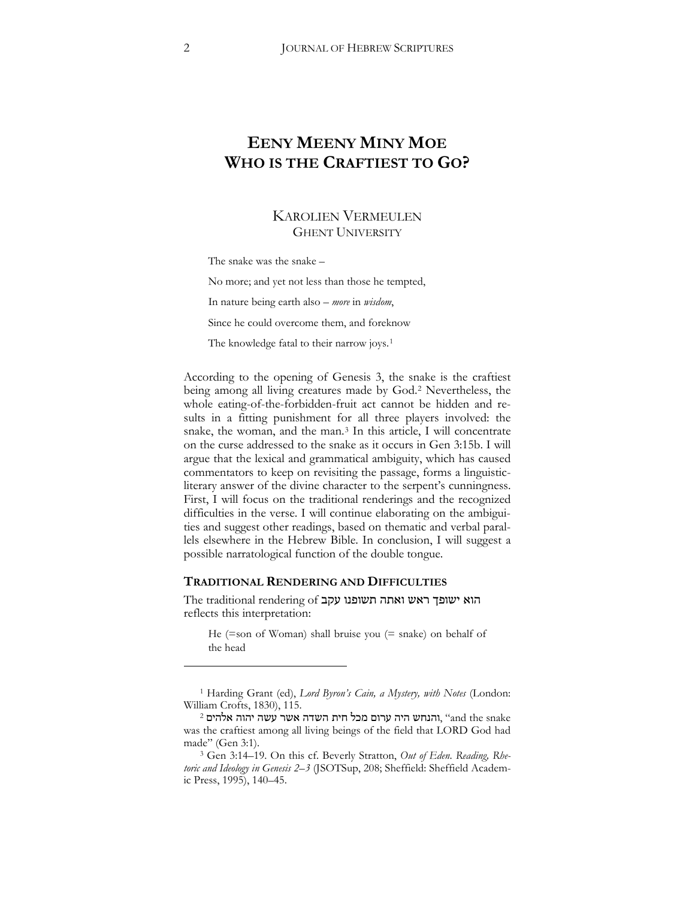# EENY MEENY MINY MOE WHO IS THE CRAFTIEST TO GO?

KAROLIEN VERMEULEN
GHENT UNIVERSITY

> The snake was the snake –
>
> No more; and yet not less than those he tempted,
>
> In nature being earth also – *more* in *wisdom*,
>
> Since he could overcome them, and foreknow
>
> The knowledge fatal to their narrow joys.[1]

According to the opening of Genesis 3, the snake is the craftiest being among all living creatures made by God.[2] Nevertheless, the whole eating-of-the-forbidden-fruit act cannot be hidden and results in a fitting punishment for all three players involved: the snake, the woman, and the man.[3] In this article, I will concentrate on the curse addressed to the snake as it occurs in Gen 3:15b. I will argue that the lexical and grammatical ambiguity, which has caused commentators to keep on revisiting the passage, forms a linguistic-literary answer of the divine character to the serpent's cunningness. First, I will focus on the traditional renderings and the recognized difficulties in the verse. I will continue elaborating on the ambiguities and suggest other readings, based on thematic and verbal parallels elsewhere in the Hebrew Bible. In conclusion, I will suggest a possible narratological function of the double tongue.

## TRADITIONAL RENDERING AND DIFFICULTIES

The traditional rendering of הוא ישופך ראש ואתה תשופנו עקב reflects this interpretation:

> He (=son of Woman) shall bruise you (= snake) on behalf of the head

---

[1] Harding Grant (ed), *Lord Byron's Cain, a Mystery, with Notes* (London: William Crofts, 1830), 115.

[2] והנחש היה ערום מכל חית השדה אשר עשה יהוה אלהים, "and the snake was the craftiest among all living beings of the field that LORD God had made" (Gen 3:1).

[3] Gen 3:14–19. On this cf. Beverly Stratton, *Out of Eden. Reading, Rhetoric and Ideology in Genesis 2–3* (JSOTSup, 208; Sheffield: Sheffield Academic Press, 1995), 140–45.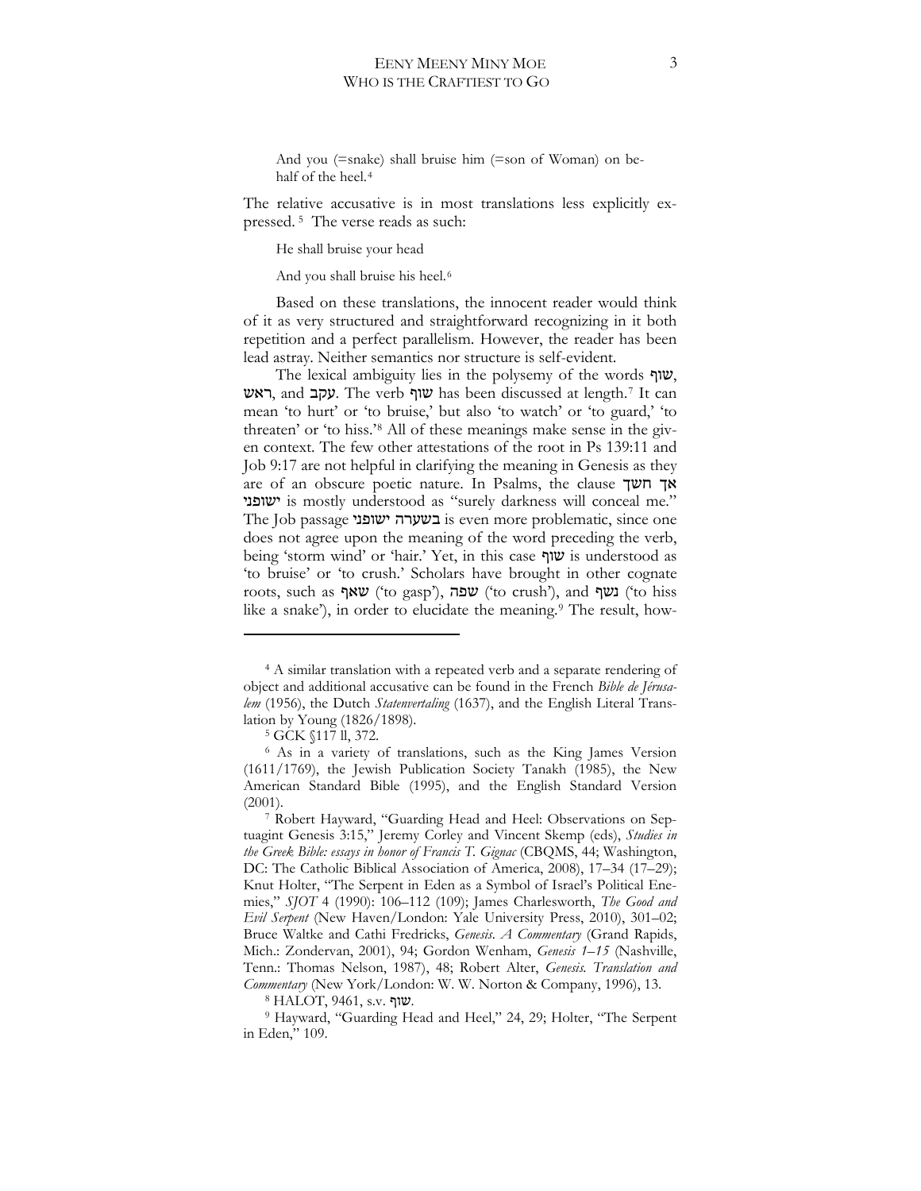> And you (=snake) shall bruise him (=son of Woman) on behalf of the heel.[4]

The relative accusative is in most translations less explicitly expressed.[5] The verse reads as such:

> He shall bruise your head
>
> And you shall bruise his heel.[6]

Based on these translations, the innocent reader would think of it as very structured and straightforward recognizing in it both repetition and a perfect parallelism. However, the reader has been lead astray. Neither semantics nor structure is self-evident.

The lexical ambiguity lies in the polysemy of the words שוף, ראש, and עקב. The verb שוף has been discussed at length.[7] It can mean 'to hurt' or 'to bruise,' but also 'to watch' or 'to guard,' 'to threaten' or 'to hiss.'[8] All of these meanings make sense in the given context. The few other attestations of the root in Ps 139:11 and Job 9:17 are not helpful in clarifying the meaning in Genesis as they are of an obscure poetic nature. In Psalms, the clause אך חשך ישופני is mostly understood as "surely darkness will conceal me." The Job passage בשערה ישופני is even more problematic, since one does not agree upon the meaning of the word preceding the verb, being 'storm wind' or 'hair.' Yet, in this case שוף is understood as 'to bruise' or 'to crush.' Scholars have brought in other cognate roots, such as שאף ('to gasp'), שפה ('to crush'), and נשף ('to hiss like a snake'), in order to elucidate the meaning.[9] The result, how-

---

[4] A similar translation with a repeated verb and a separate rendering of object and additional accusative can be found in the French *Bible de Jérusalem* (1956), the Dutch *Statenvertaling* (1637), and the English Literal Translation by Young (1826/1898).

[5] GCK §117 ll, 372.

[6] As in a variety of translations, such as the King James Version (1611/1769), the Jewish Publication Society Tanakh (1985), the New American Standard Bible (1995), and the English Standard Version (2001).

[7] Robert Hayward, "Guarding Head and Heel: Observations on Septuagint Genesis 3:15," Jeremy Corley and Vincent Skemp (eds), *Studies in the Greek Bible: essays in honor of Francis T. Gignac* (CBQMS, 44; Washington, DC: The Catholic Biblical Association of America, 2008), 17–34 (17–29); Knut Holter, "The Serpent in Eden as a Symbol of Israel's Political Enemies," *SJOT* 4 (1990): 106–112 (109); James Charlesworth, *The Good and Evil Serpent* (New Haven/London: Yale University Press, 2010), 301–02; Bruce Waltke and Cathi Fredricks, *Genesis. A Commentary* (Grand Rapids, Mich.: Zondervan, 2001), 94; Gordon Wenham, *Genesis 1–15* (Nashville, Tenn.: Thomas Nelson, 1987), 48; Robert Alter, *Genesis. Translation and Commentary* (New York/London: W. W. Norton & Company, 1996), 13.

[8] HALOT, 9461, s.v. שוף.

[9] Hayward, "Guarding Head and Heel," 24, 29; Holter, "The Serpent in Eden," 109.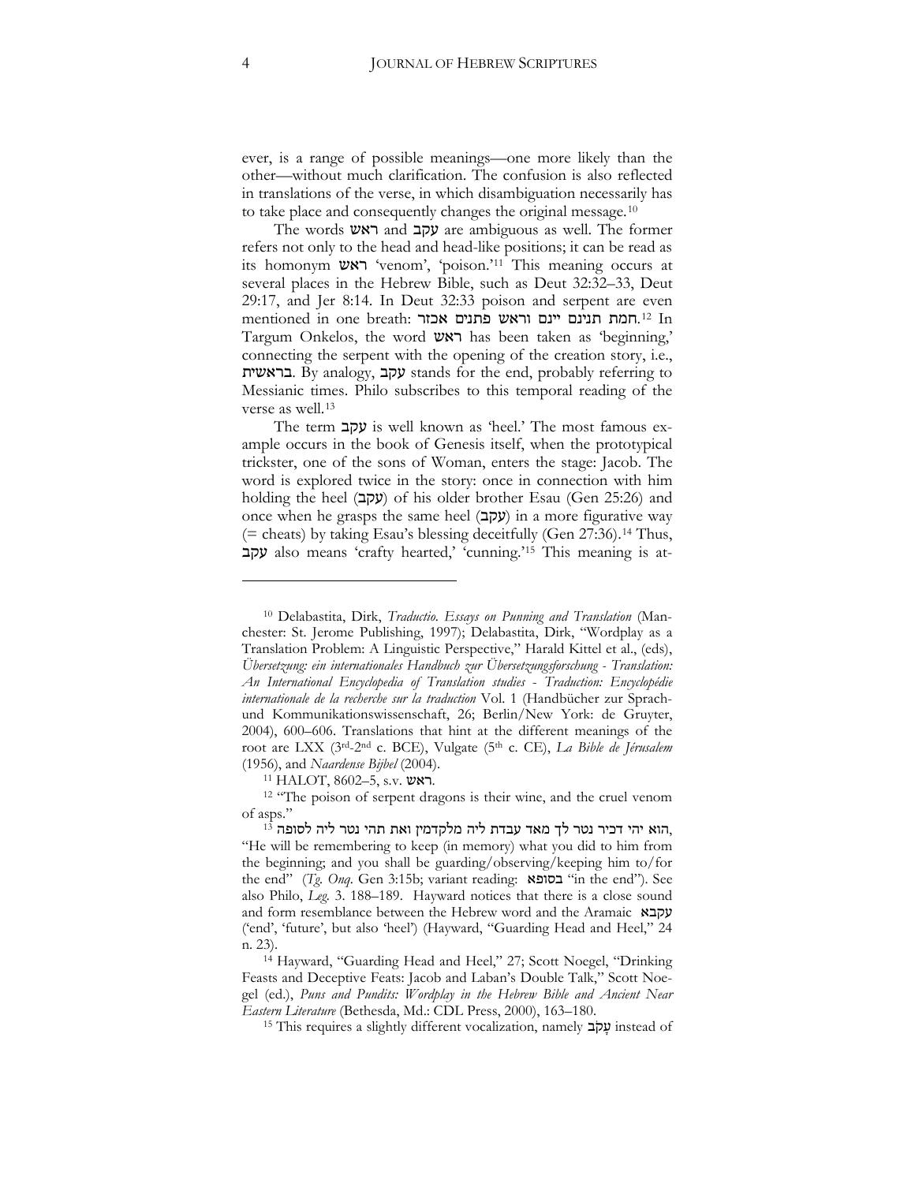ever, is a range of possible meanings—one more likely than the other—without much clarification. The confusion is also reflected in translations of the verse, in which disambiguation necessarily has to take place and consequently changes the original message.[10]

The words ראש and עקב are ambiguous as well. The former refers not only to the head and head-like positions; it can be read as its homonym ראש 'venom', 'poison.'[11] This meaning occurs at several places in the Hebrew Bible, such as Deut 32:32–33, Deut 29:17, and Jer 8:14. In Deut 32:33 poison and serpent are even mentioned in one breath: חמת תנינם יינם וראש פתנים אכזר.[12] In Targum Onkelos, the word ראש has been taken as 'beginning,' connecting the serpent with the opening of the creation story, i.e., בראשית. By analogy, עקב stands for the end, probably referring to Messianic times. Philo subscribes to this temporal reading of the verse as well.[13]

The term עקב is well known as 'heel.' The most famous example occurs in the book of Genesis itself, when the prototypical trickster, one of the sons of Woman, enters the stage: Jacob. The word is explored twice in the story: once in connection with him holding the heel (עקב) of his older brother Esau (Gen 25:26) and once when he grasps the same heel (עקב) in a more figurative way (= cheats) by taking Esau's blessing deceitfully (Gen 27:36).[14] Thus, עקב also means 'crafty hearted,' 'cunning.'[15] This meaning is at-

---

[10] Delabastita, Dirk, *Traductio. Essays on Punning and Translation* (Manchester: St. Jerome Publishing, 1997); Delabastita, Dirk, "Wordplay as a Translation Problem: A Linguistic Perspective," Harald Kittel et al., (eds), *Übersetzung: ein internationales Handbuch zur Übersetzungsforschung - Translation: An International Encyclopedia of Translation studies - Traduction: Encyclopédie internationale de la recherche sur la traduction* Vol. 1 (Handbücher zur Sprach- und Kommunikationswissenschaft, 26; Berlin/New York: de Gruyter, 2004), 600–606. Translations that hint at the different meanings of the root are LXX (3rd-2nd c. BCE), Vulgate (5th c. CE), *La Bible de Jérusalem* (1956), and *Naardense Bijbel* (2004).

[11] HALOT, 8602–5, s.v. ראש.

[12] "The poison of serpent dragons is their wine, and the cruel venom of asps."

[13] הוא יהי דכיר נטר לך מאד עבדת ליה מלקדמין ואת תהי נטר ליה לסופה, "He will be remembering to keep (in memory) what you did to him from the beginning; and you shall be guarding/observing/keeping him to/for the end" (*Tg. Onq*. Gen 3:15b; variant reading: בסופא "in the end"). See also Philo, *Leg.* 3. 188–189. Hayward notices that there is a close sound and form resemblance between the Hebrew word and the Aramaic עקבא ('end', 'future', but also 'heel') (Hayward, "Guarding Head and Heel," 24 n. 23).

[14] Hayward, "Guarding Head and Heel," 27; Scott Noegel, "Drinking Feasts and Deceptive Feats: Jacob and Laban's Double Talk," Scott Noegel (ed.), *Puns and Pundits: Wordplay in the Hebrew Bible and Ancient Near Eastern Literature* (Bethesda, Md.: CDL Press, 2000), 163–180.

[15] This requires a slightly different vocalization, namely עָקֹב instead of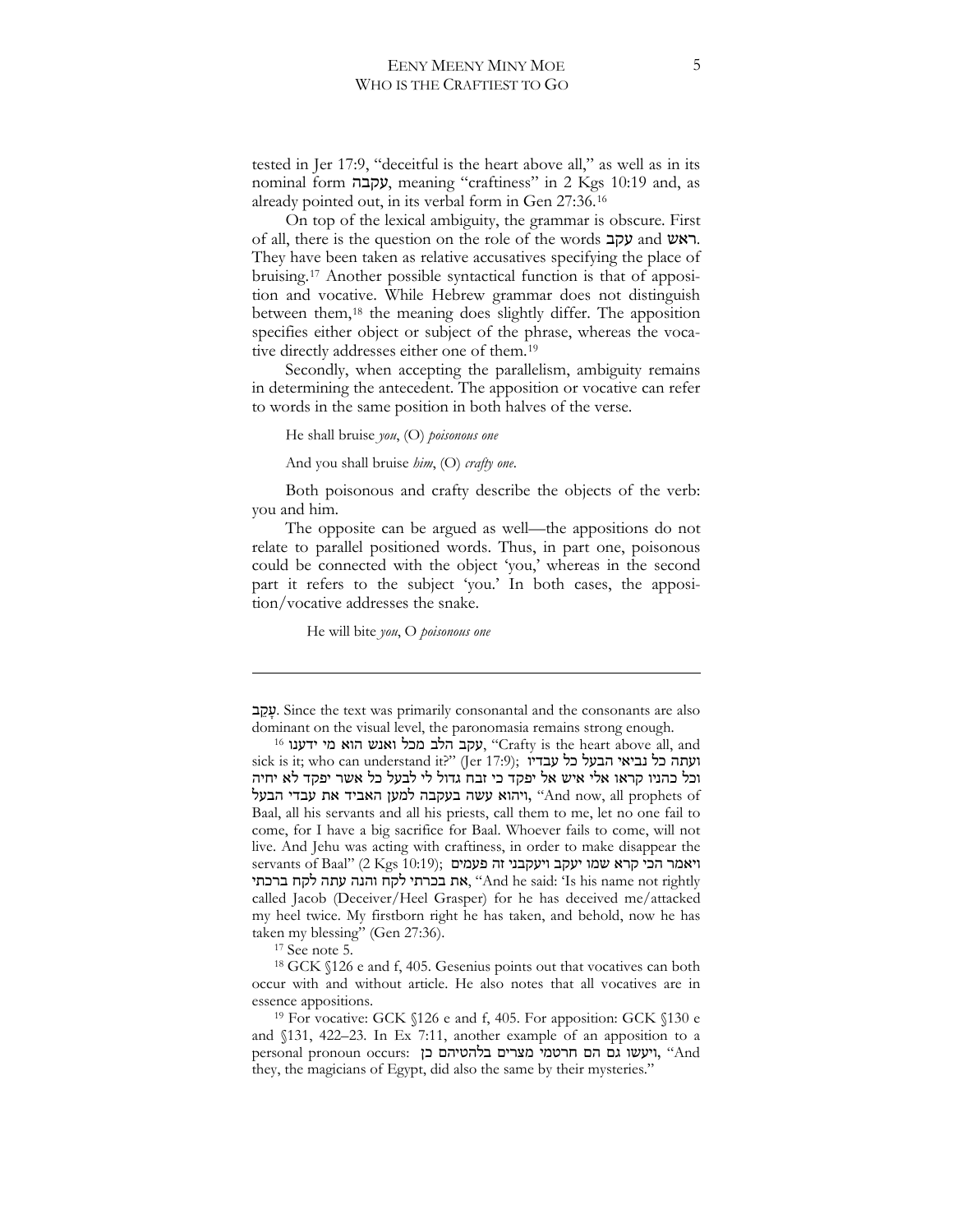tested in Jer 17:9, "deceitful is the heart above all," as well as in its nominal form עקבה, meaning "craftiness" in 2 Kgs 10:19 and, as already pointed out, in its verbal form in Gen 27:36.[16]

On top of the lexical ambiguity, the grammar is obscure. First of all, there is the question on the role of the words עקב and ראש. They have been taken as relative accusatives specifying the place of bruising.[17] Another possible syntactical function is that of apposition and vocative. While Hebrew grammar does not distinguish between them,[18] the meaning does slightly differ. The apposition specifies either object or subject of the phrase, whereas the vocative directly addresses either one of them.[19]

Secondly, when accepting the parallelism, ambiguity remains in determining the antecedent. The apposition or vocative can refer to words in the same position in both halves of the verse.

He shall bruise *you*, (O) *poisonous one*

And you shall bruise *him*, (O) *crafty one*.

Both poisonous and crafty describe the objects of the verb: you and him.

The opposite can be argued as well—the appositions do not relate to parallel positioned words. Thus, in part one, poisonous could be connected with the object 'you,' whereas in the second part it refers to the subject 'you.' In both cases, the apposition/vocative addresses the snake.

He will bite *you*, O *poisonous one*

---

עָקֵב. Since the text was primarily consonantal and the consonants are also dominant on the visual level, the paronomasia remains strong enough.

[16] עקב הלב מכל ואנש הוא מי ידענו, "Crafty is the heart above all, and sick is it; who can understand it?" (Jer 17:9); ועתה כל נביאי הבעל כל עבדיו וכל כהניו קראו אלי איש אל יפקד כי זבח גדול לי לבעל כל אשר יפקד לא יחיה ויהוא עשה בעקבה למען האביד את עבדי הבעל, "And now, all prophets of Baal, all his servants and all his priests, call them to me, let no one fail to come, for I have a big sacrifice for Baal. Whoever fails to come, will not live. And Jehu was acting with craftiness, in order to make disappear the servants of Baal" (2 Kgs 10:19); ויאמר הכי קרא שמו יעקב ויעקבני זה פעמים את בכרתי לקח והנה עתה לקח ברכתי, "And he said: 'Is his name not rightly called Jacob (Deceiver/Heel Grasper) for he has deceived me/attacked my heel twice. My firstborn right he has taken, and behold, now he has taken my blessing" (Gen 27:36).

[17] See note 5.

[18] GCK §126 e and f, 405. Gesenius points out that vocatives can both occur with and without article. He also notes that all vocatives are in essence appositions.

[19] For vocative: GCK §126 e and f, 405. For apposition: GCK §130 e and §131, 422–23. In Ex 7:11, another example of an apposition to a personal pronoun occurs: ויעשו גם הם חרטמי מצרים בלהטיהם כן, "And they, the magicians of Egypt, did also the same by their mysteries."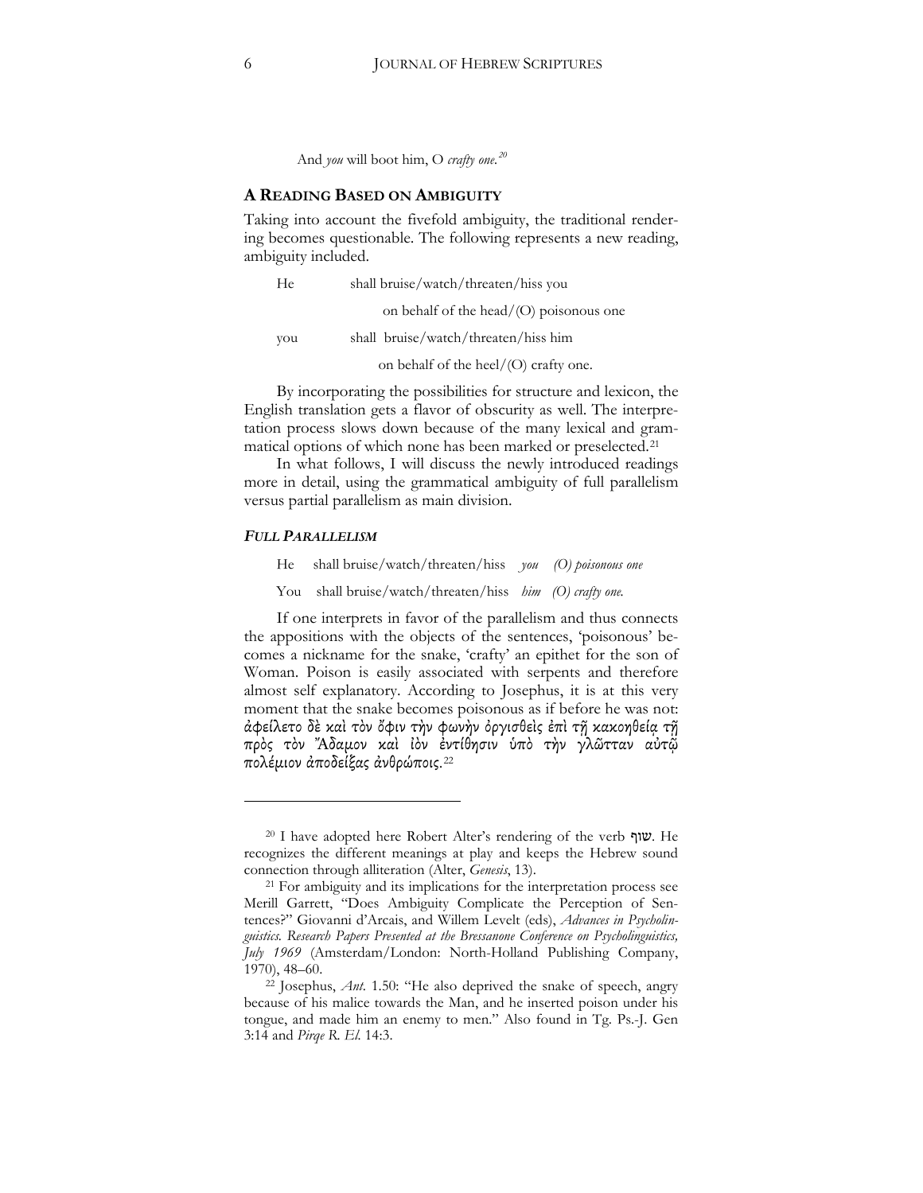And *you* will boot him, O *crafty one.*[20]

## A Reading Based on Ambiguity

Taking into account the fivefold ambiguity, the traditional rendering becomes questionable. The following represents a new reading, ambiguity included.

He shall bruise/watch/threaten/hiss you
on behalf of the head/(O) poisonous one
you shall bruise/watch/threaten/hiss him
on behalf of the heel/(O) crafty one.

By incorporating the possibilities for structure and lexicon, the English translation gets a flavor of obscurity as well. The interpretation process slows down because of the many lexical and grammatical options of which none has been marked or preselected.[21]

In what follows, I will discuss the newly introduced readings more in detail, using the grammatical ambiguity of full parallelism versus partial parallelism as main division.

### *Full Parallelism*

He shall bruise/watch/threaten/hiss *you (O) poisonous one*

You shall bruise/watch/threaten/hiss *him (O) crafty one.*

If one interprets in favor of the parallelism and thus connects the appositions with the objects of the sentences, 'poisonous' becomes a nickname for the snake, 'crafty' an epithet for the son of Woman. Poison is easily associated with serpents and therefore almost self explanatory. According to Josephus, it is at this very moment that the snake becomes poisonous as if before he was not: ἀφείλετο δὲ καὶ τὸν ὄφιν τὴν φωνὴν ὀργισθεὶς ἐπὶ τῇ κακοηθείᾳ τῇ πρὸς τὸν Ἄδαμον καὶ ἰὸν ἐντίθησιν ὑπὸ τὴν γλῶτταν αὐτῷ πολέμιον ἀποδείξας ἀνθρώποις.[22]

---

[20] I have adopted here Robert Alter's rendering of the verb שוף. He recognizes the different meanings at play and keeps the Hebrew sound connection through alliteration (Alter, *Genesis*, 13).

[21] For ambiguity and its implications for the interpretation process see Merill Garrett, "Does Ambiguity Complicate the Perception of Sentences?" Giovanni d'Arcais, and Willem Levelt (eds), *Advances in Psycholinguistics. Research Papers Presented at the Bressanone Conference on Psycholinguistics, July 1969* (Amsterdam/London: North-Holland Publishing Company, 1970), 48–60.

[22] Josephus, *Ant.* 1.50: "He also deprived the snake of speech, angry because of his malice towards the Man, and he inserted poison under his tongue, and made him an enemy to men." Also found in Tg. Ps.-J. Gen 3:14 and *Pirqe R. El.* 14:3.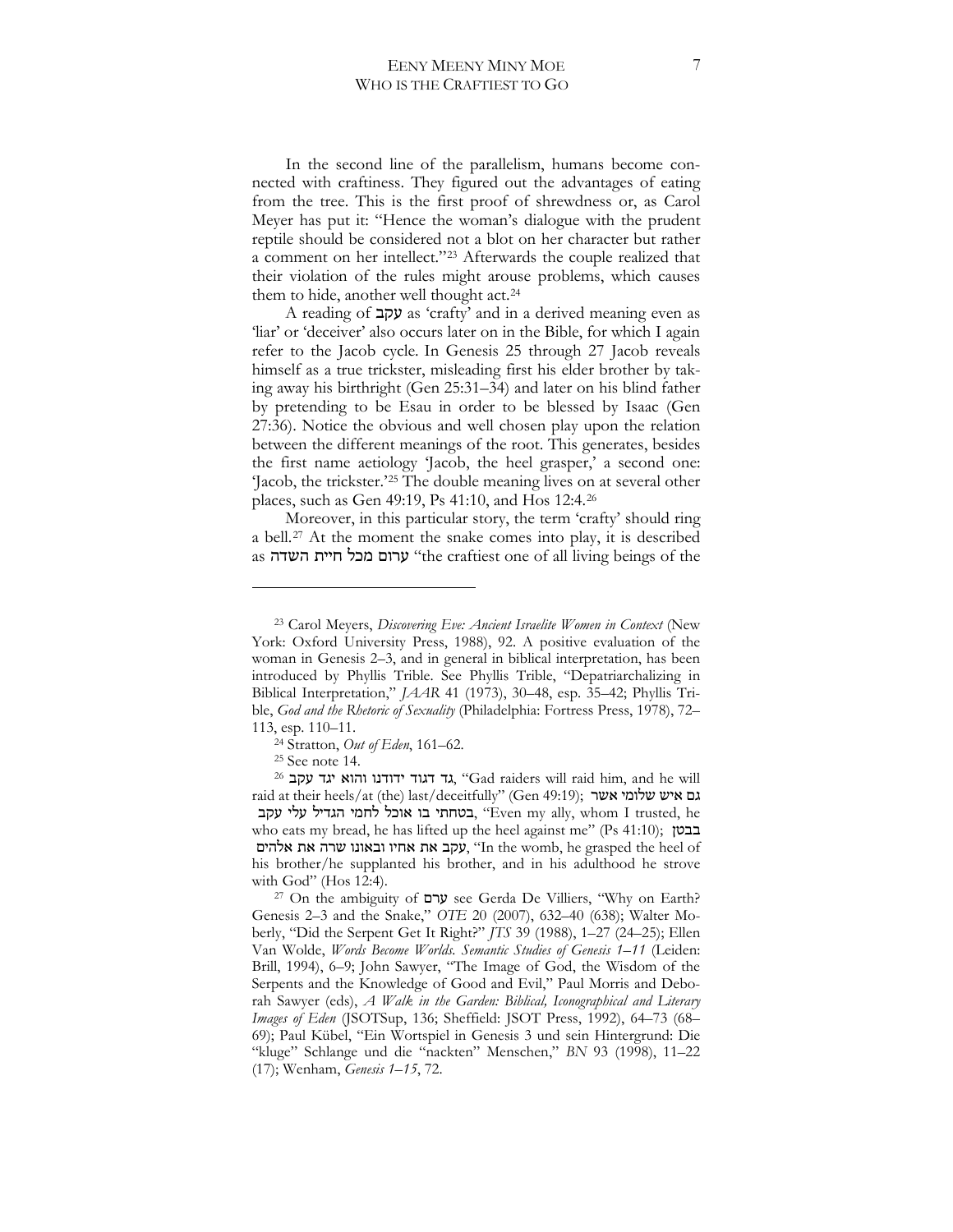In the second line of the parallelism, humans become connected with craftiness. They figured out the advantages of eating from the tree. This is the first proof of shrewdness or, as Carol Meyer has put it: "Hence the woman's dialogue with the prudent reptile should be considered not a blot on her character but rather a comment on her intellect."[23] Afterwards the couple realized that their violation of the rules might arouse problems, which causes them to hide, another well thought act.[24]

A reading of עקב as 'crafty' and in a derived meaning even as 'liar' or 'deceiver' also occurs later on in the Bible, for which I again refer to the Jacob cycle. In Genesis 25 through 27 Jacob reveals himself as a true trickster, misleading first his elder brother by taking away his birthright (Gen 25:31–34) and later on his blind father by pretending to be Esau in order to be blessed by Isaac (Gen 27:36). Notice the obvious and well chosen play upon the relation between the different meanings of the root. This generates, besides the first name aetiology 'Jacob, the heel grasper,' a second one: 'Jacob, the trickster.'[25] The double meaning lives on at several other places, such as Gen 49:19, Ps 41:10, and Hos 12:4.[26]

Moreover, in this particular story, the term 'crafty' should ring a bell.[27] At the moment the snake comes into play, it is described as ערום מכל חית השדה "the craftiest one of all living beings of the

---

[23] Carol Meyers, *Discovering Eve: Ancient Israelite Women in Context* (New York: Oxford University Press, 1988), 92. A positive evaluation of the woman in Genesis 2–3, and in general in biblical interpretation, has been introduced by Phyllis Trible. See Phyllis Trible, "Depatriarchalizing in Biblical Interpretation," *JAAR* 41 (1973), 30–48, esp. 35–42; Phyllis Trible, *God and the Rhetoric of Sexuality* (Philadelphia: Fortress Press, 1978), 72–113, esp. 110–11.

[24] Stratton, *Out of Eden*, 161–62.

[25] See note 14.

[26] גד דגוד ידודנו והוא יגד עקב, "Gad raiders will raid him, and he will raid at their heels/at (the) last/deceitfully" (Gen 49:19); גם איש שלומי אשר בטחתי בו אוכל לחמי הגדיל עלי עקב, "Even my ally, whom I trusted, he who eats my bread, he has lifted up the heel against me" (Ps 41:10); בבטן עקב את אחיו ובאונו שרה את אלהים, "In the womb, he grasped the heel of his brother/he supplanted his brother, and in his adulthood he strove with God" (Hos 12:4).

[27] On the ambiguity of ערם see Gerda De Villiers, "Why on Earth? Genesis 2–3 and the Snake," *OTE* 20 (2007), 632–40 (638); Walter Moberly, "Did the Serpent Get It Right?" *JTS* 39 (1988), 1–27 (24–25); Ellen Van Wolde, *Words Become Worlds. Semantic Studies of Genesis 1–11* (Leiden: Brill, 1994), 6–9; John Sawyer, "The Image of God, the Wisdom of the Serpents and the Knowledge of Good and Evil," Paul Morris and Deborah Sawyer (eds), *A Walk in the Garden: Biblical, Iconographical and Literary Images of Eden* (JSOTSup, 136; Sheffield: JSOT Press, 1992), 64–73 (68–69); Paul Kübel, "Ein Wortspiel in Genesis 3 und sein Hintergrund: Die "kluge" Schlange und die "nackten" Menschen," *BN* 93 (1998), 11–22 (17); Wenham, *Genesis 1–15*, 72.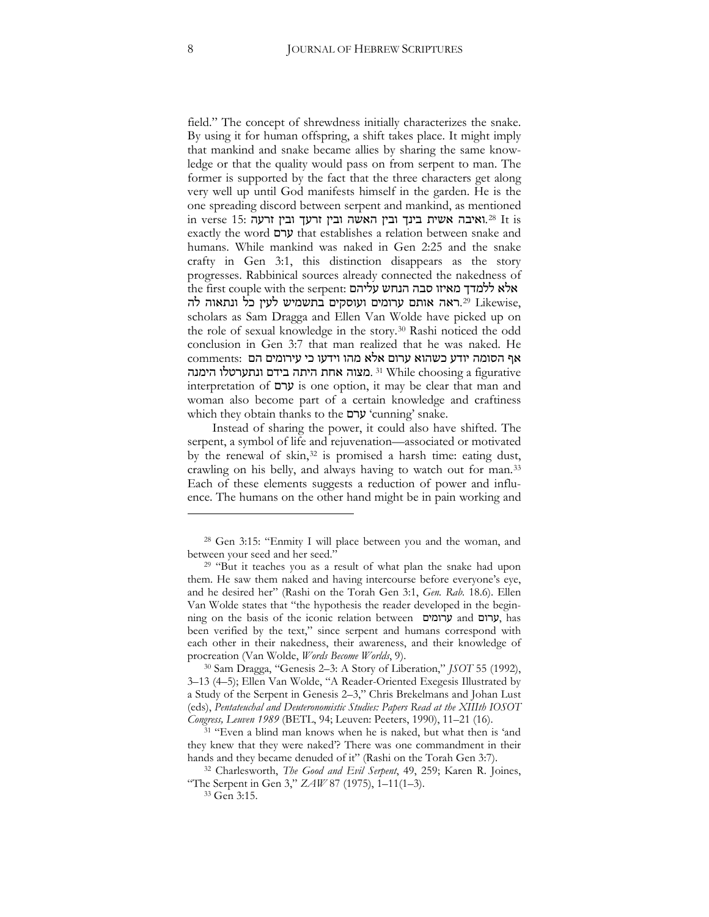field." The concept of shrewdness initially characterizes the snake. By using it for human offspring, a shift takes place. It might imply that mankind and snake became allies by sharing the same knowledge or that the quality would pass on from serpent to man. The former is supported by the fact that the three characters get along very well up until God manifests himself in the garden. He is the one spreading discord between serpent and mankind, as mentioned in verse 15: ואיבה אשית בינך ובין האשה ובין זרעך ובין זרעה.[28] It is exactly the word ערם that establishes a relation between snake and humans. While mankind was naked in Gen 2:25 and the snake crafty in Gen 3:1, this distinction disappears as the story progresses. Rabbinical sources already connected the nakedness of the first couple with the serpent: אלא ללמדך מאיזו סבה הנחש עליהם ראה אותם ערומים ועוסקים בתשמיש לעין כל ונתאוה לה.[29] Likewise, scholars as Sam Dragga and Ellen Van Wolde have picked up on the role of sexual knowledge in the story.[30] Rashi noticed the odd conclusion in Gen 3:7 that man realized that he was naked. He comments: אף הסומה יודע כשהוא ערום אלא מהו וידעו כי עירומים הם מצוה אחת היתה בידם ונתערטלו הימנה.[31] While choosing a figurative interpretation of ערם is one option, it may be clear that man and woman also become part of a certain knowledge and craftiness which they obtain thanks to the ערם 'cunning' snake.

Instead of sharing the power, it could also have shifted. The serpent, a symbol of life and rejuvenation—associated or motivated by the renewal of skin,[32] is promised a harsh time: eating dust, crawling on his belly, and always having to watch out for man.[33] Each of these elements suggests a reduction of power and influence. The humans on the other hand might be in pain working and

---

[28] Gen 3:15: "Enmity I will place between you and the woman, and between your seed and her seed."

[29] "But it teaches you as a result of what plan the snake had upon them. He saw them naked and having intercourse before everyone's eye, and he desired her" (Rashi on the Torah Gen 3:1, *Gen. Rab.* 18.6). Ellen Van Wolde states that "the hypothesis the reader developed in the beginning on the basis of the iconic relation between ערומים and ערום, has been verified by the text," since serpent and humans correspond with each other in their nakedness, their awareness, and their knowledge of procreation (Van Wolde, *Words Become Worlds*, 9).

[30] Sam Dragga, "Genesis 2–3: A Story of Liberation," *JSOT* 55 (1992), 3–13 (4–5); Ellen Van Wolde, "A Reader-Oriented Exegesis Illustrated by a Study of the Serpent in Genesis 2–3," Chris Brekelmans and Johan Lust (eds), *Pentateuchal and Deuteronomistic Studies: Papers Read at the XIIIth IOSOT Congress, Leuven 1989* (BETL, 94; Leuven: Peeters, 1990), 11–21 (16).

[31] "Even a blind man knows when he is naked, but what then is 'and they knew that they were naked'? There was one commandment in their hands and they became denuded of it" (Rashi on the Torah Gen 3:7).

[32] Charlesworth, *The Good and Evil Serpent*, 49, 259; Karen R. Joines, "The Serpent in Gen 3," *ZAW* 87 (1975), 1–11(1–3).

[33] Gen 3:15.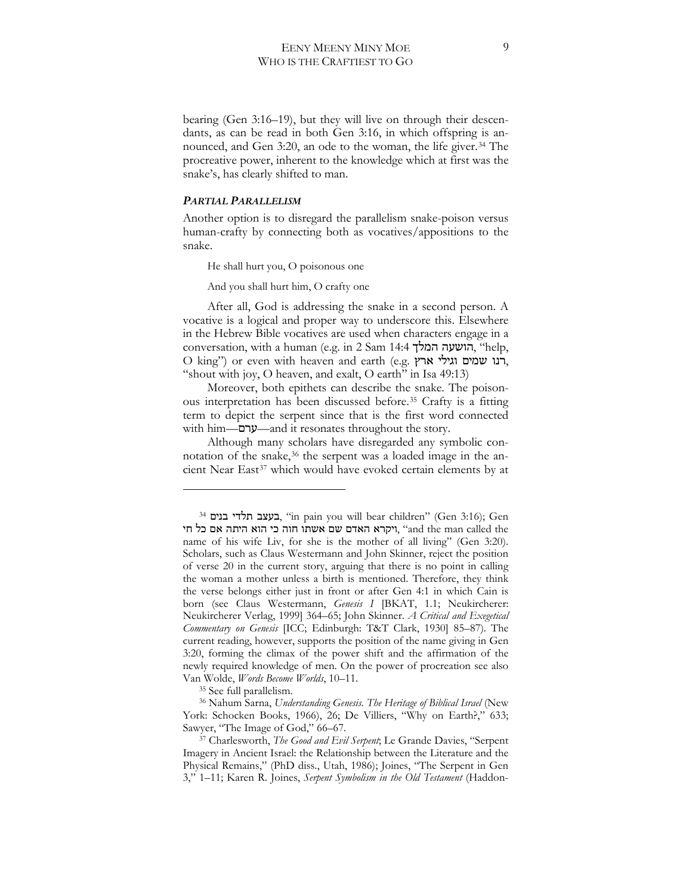bearing (Gen 3:16–19), but they will live on through their descendants, as can be read in both Gen 3:16, in which offspring is announced, and Gen 3:20, an ode to the woman, the life giver.[34] The procreative power, inherent to the knowledge which at first was the snake's, has clearly shifted to man.

### *PARTIAL PARALLELISM*

Another option is to disregard the parallelism snake-poison versus human-crafty by connecting both as vocatives/appositions to the snake.

> He shall hurt you, O poisonous one
>
> And you shall hurt him, O crafty one

After all, God is addressing the snake in a second person. A vocative is a logical and proper way to underscore this. Elsewhere in the Hebrew Bible vocatives are used when characters engage in a conversation, with a human (e.g. in 2 Sam 14:4 הושעה המלך, "help, O king") or even with heaven and earth (e.g. רנו שמים וגילי ארץ, "shout with joy, O heaven, and exalt, O earth" in Isa 49:13)

Moreover, both epithets can describe the snake. The poisonous interpretation has been discussed before.[35] Crafty is a fitting term to depict the serpent since that is the first word connected with him—ערם—and it resonates throughout the story.

Although many scholars have disregarded any symbolic connotation of the snake,[36] the serpent was a loaded image in the ancient Near East[37] which would have evoked certain elements by at

---

[34] בעצב תלדי בנים, "in pain you will bear children" (Gen 3:16); Gen ויקרא האדם שם אשתו חוה כי הוא היתה אם כל חי, "and the man called the name of his wife Liv, for she is the mother of all living" (Gen 3:20). Scholars, such as Claus Westermann and John Skinner, reject the position of verse 20 in the current story, arguing that there is no point in calling the woman a mother unless a birth is mentioned. Therefore, they think the verse belongs either just in front or after Gen 4:1 in which Cain is born (see Claus Westermann, *Genesis 1* [BKAT, 1.1; Neukircherer: Neukircherer Verlag, 1999] 364–65; John Skinner. *A Critical and Exegetical Commentary on Genesis* [ICC; Edinburgh: T&T Clark, 1930] 85–87). The current reading, however, supports the position of the name giving in Gen 3:20, forming the climax of the power shift and the affirmation of the newly required knowledge of men. On the power of procreation see also Van Wolde, *Words Become Worlds*, 10–11.

[35] See full parallelism.

[36] Nahum Sarna, *Understanding Genesis. The Heritage of Biblical Israel* (New York: Schocken Books, 1966), 26; De Villiers, "Why on Earth?," 633; Sawyer, "The Image of God," 66–67.

[37] Charlesworth, *The Good and Evil Serpent*; Le Grande Davies, "Serpent Imagery in Ancient Israel: the Relationship between the Literature and the Physical Remains," (PhD diss., Utah, 1986); Joines, "The Serpent in Gen 3," 1–11; Karen R. Joines, *Serpent Symbolism in the Old Testament* (Haddon-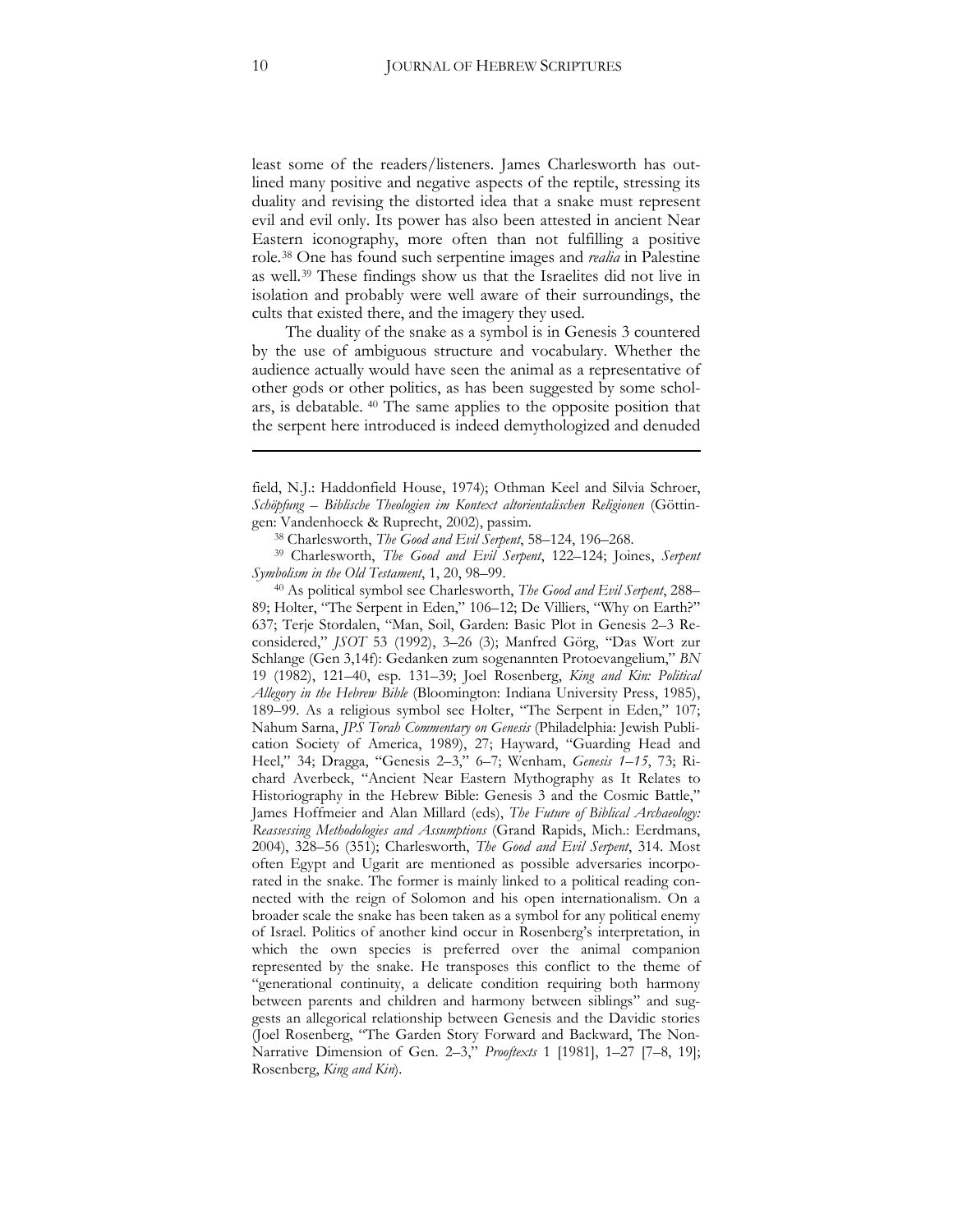least some of the readers/listeners. James Charlesworth has outlined many positive and negative aspects of the reptile, stressing its duality and revising the distorted idea that a snake must represent evil and evil only. Its power has also been attested in ancient Near Eastern iconography, more often than not fulfilling a positive role.[38] One has found such serpentine images and *realia* in Palestine as well.[39] These findings show us that the Israelites did not live in isolation and probably were well aware of their surroundings, the cults that existed there, and the imagery they used.

The duality of the snake as a symbol is in Genesis 3 countered by the use of ambiguous structure and vocabulary. Whether the audience actually would have seen the animal as a representative of other gods or other politics, as has been suggested by some scholars, is debatable. [40] The same applies to the opposite position that the serpent here introduced is indeed demythologized and denuded

---

field, N.J.: Haddonfield House, 1974); Othman Keel and Silvia Schroer, *Schöpfung – Biblische Theologien im Kontext altorientalischen Religionen* (Göttingen: Vandenhoeck & Ruprecht, 2002), passim.

[38] Charlesworth, *The Good and Evil Serpent*, 58–124, 196–268.

[39] Charlesworth, *The Good and Evil Serpent*, 122–124; Joines, *Serpent Symbolism in the Old Testament*, 1, 20, 98–99.

[40] As political symbol see Charlesworth, *The Good and Evil Serpent*, 288–89; Holter, "The Serpent in Eden," 106–12; De Villiers, "Why on Earth?" 637; Terje Stordalen, "Man, Soil, Garden: Basic Plot in Genesis 2–3 Reconsidered," *JSOT* 53 (1992), 3–26 (3); Manfred Görg, "Das Wort zur Schlange (Gen 3,14f): Gedanken zum sogenannten Protoevangelium," *BN* 19 (1982), 121–40, esp. 131–39; Joel Rosenberg, *King and Kin: Political Allegory in the Hebrew Bible* (Bloomington: Indiana University Press, 1985), 189–99. As a religious symbol see Holter, "The Serpent in Eden," 107; Nahum Sarna, *JPS Torah Commentary on Genesis* (Philadelphia: Jewish Publication Society of America, 1989), 27; Hayward, "Guarding Head and Heel," 34; Dragga, "Genesis 2–3," 6–7; Wenham, *Genesis 1–15*, 73; Richard Averbeck, "Ancient Near Eastern Mythography as It Relates to Historiography in the Hebrew Bible: Genesis 3 and the Cosmic Battle," James Hoffmeier and Alan Millard (eds), *The Future of Biblical Archaeology: Reassessing Methodologies and Assumptions* (Grand Rapids, Mich.: Eerdmans, 2004), 328–56 (351); Charlesworth, *The Good and Evil Serpent*, 314. Most often Egypt and Ugarit are mentioned as possible adversaries incorporated in the snake. The former is mainly linked to a political reading connected with the reign of Solomon and his open internationalism. On a broader scale the snake has been taken as a symbol for any political enemy of Israel. Politics of another kind occur in Rosenberg's interpretation, in which the own species is preferred over the animal companion represented by the snake. He transposes this conflict to the theme of "generational continuity, a delicate condition requiring both harmony between parents and children and harmony between siblings" and suggests an allegorical relationship between Genesis and the Davidic stories (Joel Rosenberg, "The Garden Story Forward and Backward, The Non-Narrative Dimension of Gen. 2–3," *Prooftexts* 1 [1981], 1–27 [7–8, 19]; Rosenberg, *King and Kin*).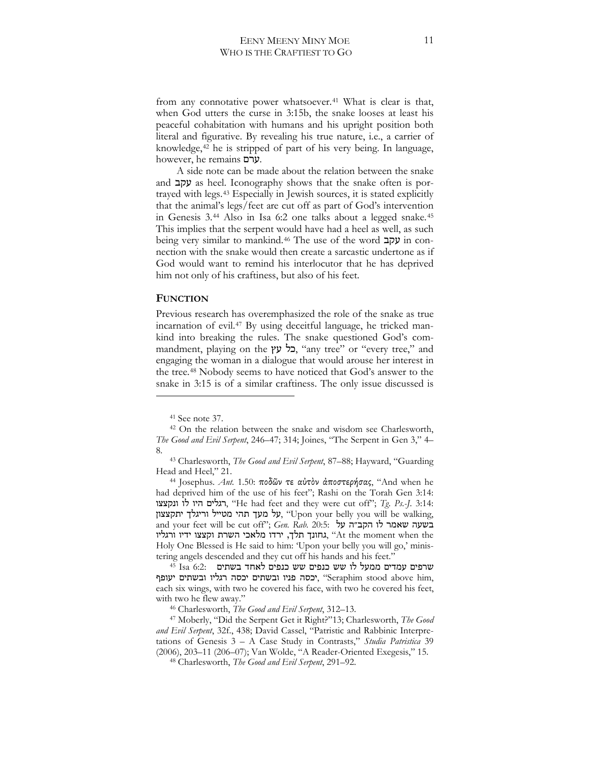from any connotative power whatsoever.[41] What is clear is that, when God utters the curse in 3:15b, the snake looses at least his peaceful cohabitation with humans and his upright position both literal and figurative. By revealing his true nature, i.e., a carrier of knowledge,[42] he is stripped of part of his very being. In language, however, he remains ערם.

A side note can be made about the relation between the snake and עקב as heel. Iconography shows that the snake often is portrayed with legs.[43] Especially in Jewish sources, it is stated explicitly that the animal's legs/feet are cut off as part of God's intervention in Genesis 3.[44] Also in Isa 6:2 one talks about a legged snake.[45] This implies that the serpent would have had a heel as well, as such being very similar to mankind.[46] The use of the word עקב in connection with the snake would then create a sarcastic undertone as if God would want to remind his interlocutor that he has deprived him not only of his craftiness, but also of his feet.

## FUNCTION

Previous research has overemphasized the role of the snake as true incarnation of evil.[47] By using deceitful language, he tricked mankind into breaking the rules. The snake questioned God's commandment, playing on the כל עץ, "any tree" or "every tree," and engaging the woman in a dialogue that would arouse her interest in the tree.[48] Nobody seems to have noticed that God's answer to the snake in 3:15 is of a similar craftiness. The only issue discussed is

---

[41] See note 37.

[42] On the relation between the snake and wisdom see Charlesworth, *The Good and Evil Serpent*, 246–47; 314; Joines, "The Serpent in Gen 3," 4–8.

[43] Charlesworth, *The Good and Evil Serpent*, 87–88; Hayward, "Guarding Head and Heel," 21.

[44] Josephus. *Ant.* 1.50: ποδῶν τε αὐτὸν ἀποστερήσας, "And when he had deprived him of the use of his feet"; Rashi on the Torah Gen 3:14: רגלים היו לו ונקצצו, "He had feet and they were cut off"; *Tg. Ps.-J.* 3:14: על מעך תהי מטייל וריגלך יתקצצון, "Upon your belly you will be walking, and your feet will be cut off"; *Gen. Rab.* 20:5: בשעה שאמר לו הקב״ה על גחונך תלך, ירדו מלאכי השרת וקצצו ידיו ורגליו, "At the moment when the Holy One Blessed is He said to him: 'Upon your belly you will go,' ministering angels descended and they cut off his hands and his feet."

[45] Isa 6:2: שרפים עמדים ממעל לו שש כנפים שש כנפים לאחד בשתים יכסה פניו ובשתים יכסה רגליו ובשתים יעופף, "Seraphim stood above him, each six wings, with two he covered his face, with two he covered his feet, with two he flew away."

[46] Charlesworth, *The Good and Evil Serpent*, 312–13.

[47] Moberly, "Did the Serpent Get it Right?"13; Charlesworth, *The Good and Evil Serpent*, 32f., 438; David Cassel, "Patristic and Rabbinic Interpretations of Genesis 3 – A Case Study in Contrasts," *Studia Patristica* 39 (2006), 203–11 (206–07); Van Wolde, "A Reader-Oriented Exegesis," 15.

[48] Charlesworth, *The Good and Evil Serpent*, 291–92.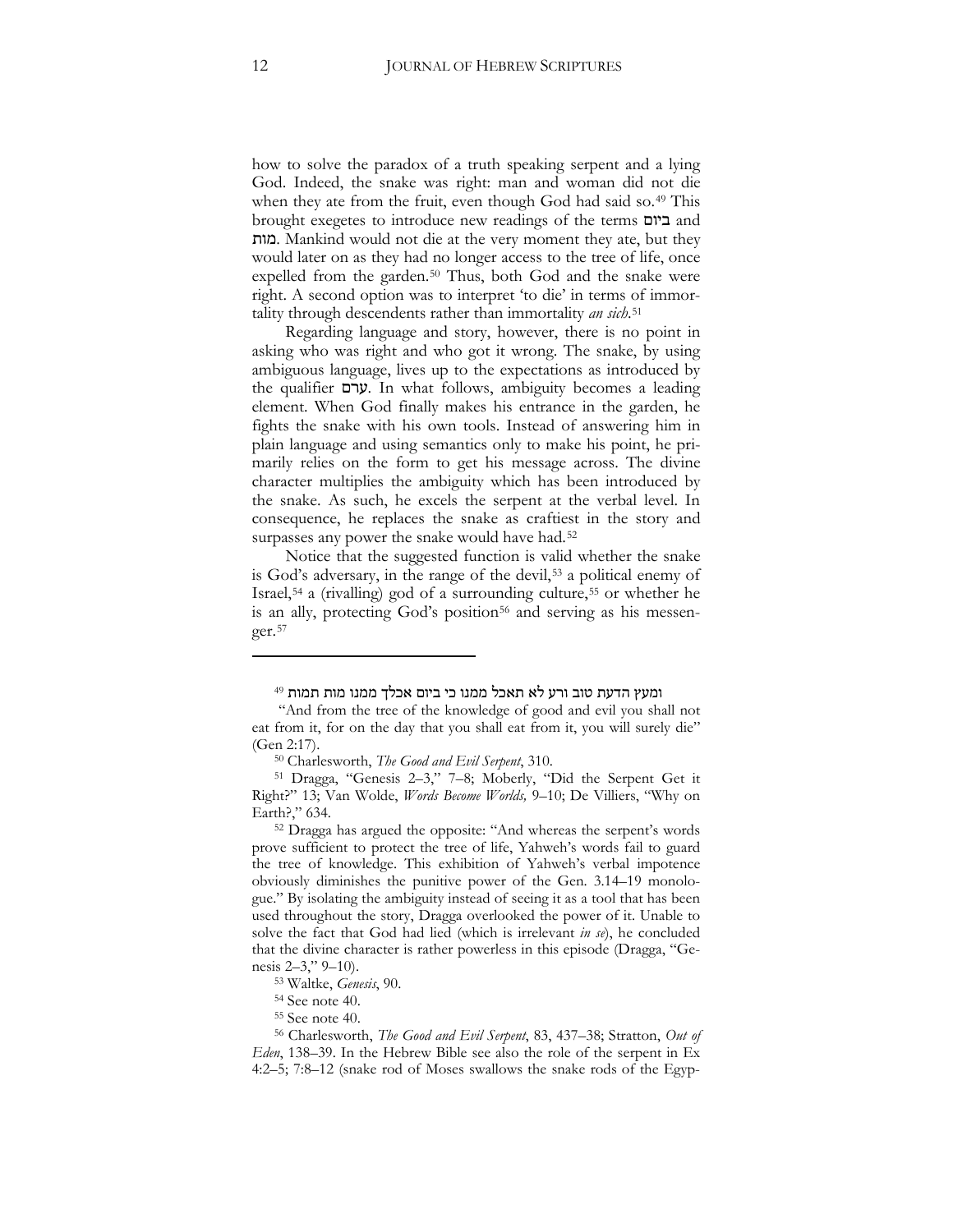how to solve the paradox of a truth speaking serpent and a lying God. Indeed, the snake was right: man and woman did not die when they ate from the fruit, even though God had said so.[49] This brought exegetes to introduce new readings of the terms ביום and מות. Mankind would not die at the very moment they ate, but they would later on as they had no longer access to the tree of life, once expelled from the garden.[50] Thus, both God and the snake were right. A second option was to interpret 'to die' in terms of immortality through descendents rather than immortality *an sich*.[51]

Regarding language and story, however, there is no point in asking who was right and who got it wrong. The snake, by using ambiguous language, lives up to the expectations as introduced by the qualifier ערם. In what follows, ambiguity becomes a leading element. When God finally makes his entrance in the garden, he fights the snake with his own tools. Instead of answering him in plain language and using semantics only to make his point, he primarily relies on the form to get his message across. The divine character multiplies the ambiguity which has been introduced by the snake. As such, he excels the serpent at the verbal level. In consequence, he replaces the snake as craftiest in the story and surpasses any power the snake would have had.[52]

Notice that the suggested function is valid whether the snake is God's adversary, in the range of the devil,[53] a political enemy of Israel,[54] a (rivalling) god of a surrounding culture,[55] or whether he is an ally, protecting God's position[56] and serving as his messenger.[57]

---

[49] ומעץ הדעת טוב ורע לא תאכל ממנו כי ביום אכלך ממנו מות תמות

"And from the tree of the knowledge of good and evil you shall not eat from it, for on the day that you shall eat from it, you will surely die" (Gen 2:17).

[50] Charlesworth, *The Good and Evil Serpent*, 310.

[51] Dragga, "Genesis 2–3," 7–8; Moberly, "Did the Serpent Get it Right?" 13; Van Wolde, *Words Become Worlds,* 9–10; De Villiers, "Why on Earth?," 634.

[52] Dragga has argued the opposite: "And whereas the serpent's words prove sufficient to protect the tree of life, Yahweh's words fail to guard the tree of knowledge. This exhibition of Yahweh's verbal impotence obviously diminishes the punitive power of the Gen. 3.14–19 monologue." By isolating the ambiguity instead of seeing it as a tool that has been used throughout the story, Dragga overlooked the power of it. Unable to solve the fact that God had lied (which is irrelevant *in se*), he concluded that the divine character is rather powerless in this episode (Dragga, "Genesis 2–3," 9–10).

[53] Waltke, *Genesis*, 90.

[54] See note 40.

[55] See note 40.

[56] Charlesworth, *The Good and Evil Serpent*, 83, 437–38; Stratton, *Out of Eden*, 138–39. In the Hebrew Bible see also the role of the serpent in Ex 4:2–5; 7:8–12 (snake rod of Moses swallows the snake rods of the Egyp-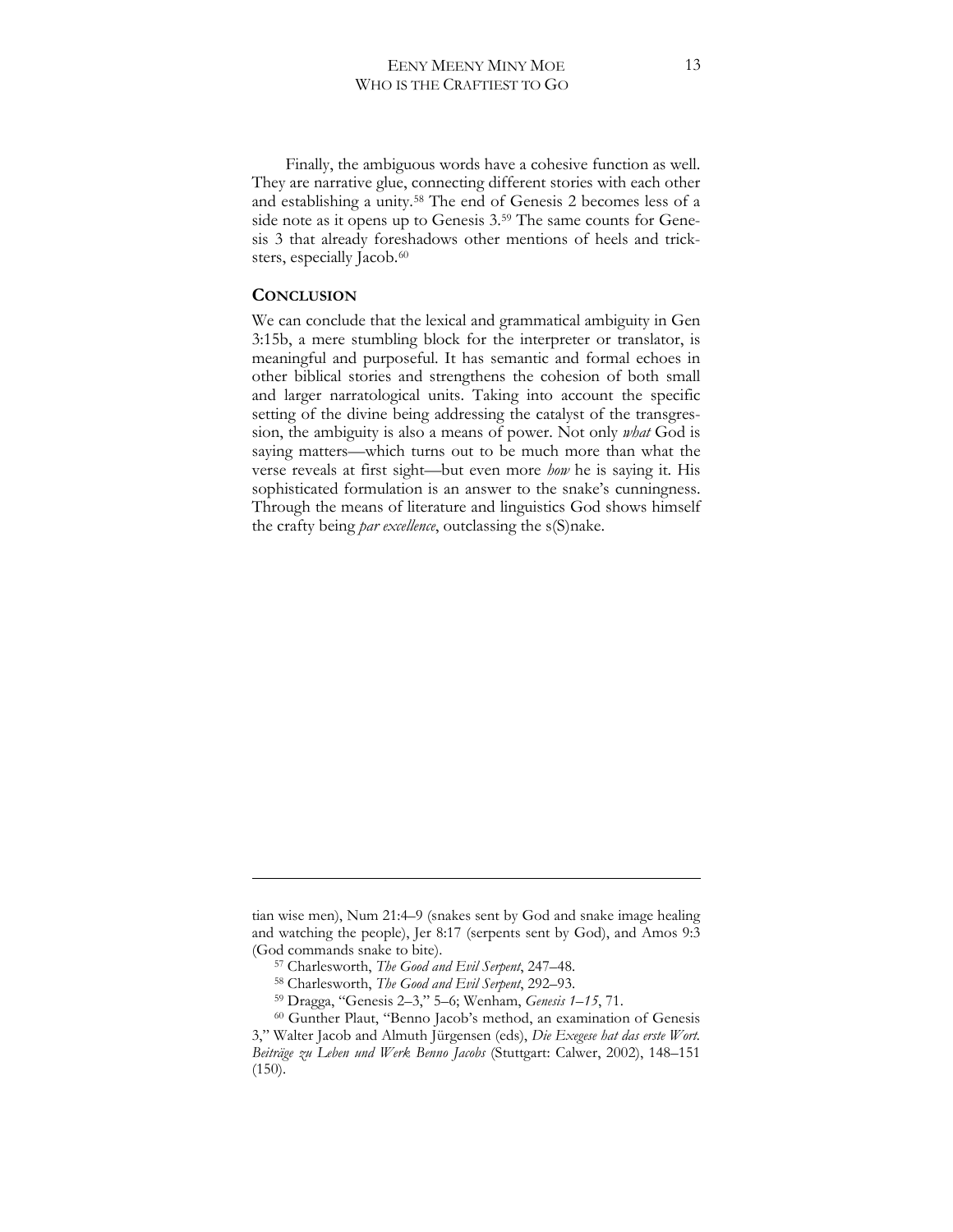Finally, the ambiguous words have a cohesive function as well. They are narrative glue, connecting different stories with each other and establishing a unity.[58] The end of Genesis 2 becomes less of a side note as it opens up to Genesis 3.[59] The same counts for Genesis 3 that already foreshadows other mentions of heels and tricksters, especially Jacob.[60]

## CONCLUSION

We can conclude that the lexical and grammatical ambiguity in Gen 3:15b, a mere stumbling block for the interpreter or translator, is meaningful and purposeful. It has semantic and formal echoes in other biblical stories and strengthens the cohesion of both small and larger narratological units. Taking into account the specific setting of the divine being addressing the catalyst of the transgression, the ambiguity is also a means of power. Not only *what* God is saying matters—which turns out to be much more than what the verse reveals at first sight—but even more *how* he is saying it. His sophisticated formulation is an answer to the snake's cunningness. Through the means of literature and linguistics God shows himself the crafty being *par excellence*, outclassing the s(S)nake.

---

tian wise men), Num 21:4–9 (snakes sent by God and snake image healing and watching the people), Jer 8:17 (serpents sent by God), and Amos 9:3 (God commands snake to bite).

[57] Charlesworth, *The Good and Evil Serpent*, 247–48.

[58] Charlesworth, *The Good and Evil Serpent*, 292–93.

[59] Dragga, "Genesis 2–3," 5–6; Wenham, *Genesis 1–15*, 71.

[60] Gunther Plaut, "Benno Jacob's method, an examination of Genesis 3," Walter Jacob and Almuth Jürgensen (eds), *Die Exegese hat das erste Wort. Beiträge zu Leben und Werk Benno Jacobs* (Stuttgart: Calwer, 2002), 148–151 (150).